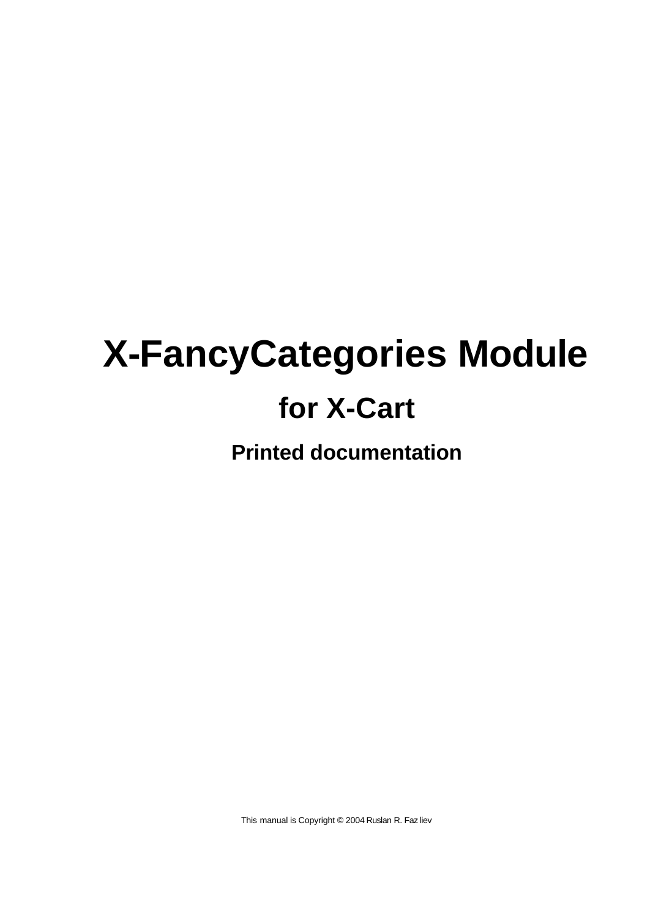# X-FancyCategories Module

## for X-Cart

### Printed documentation

This manual is Copyright © 2004 Ruslan R. Fazliev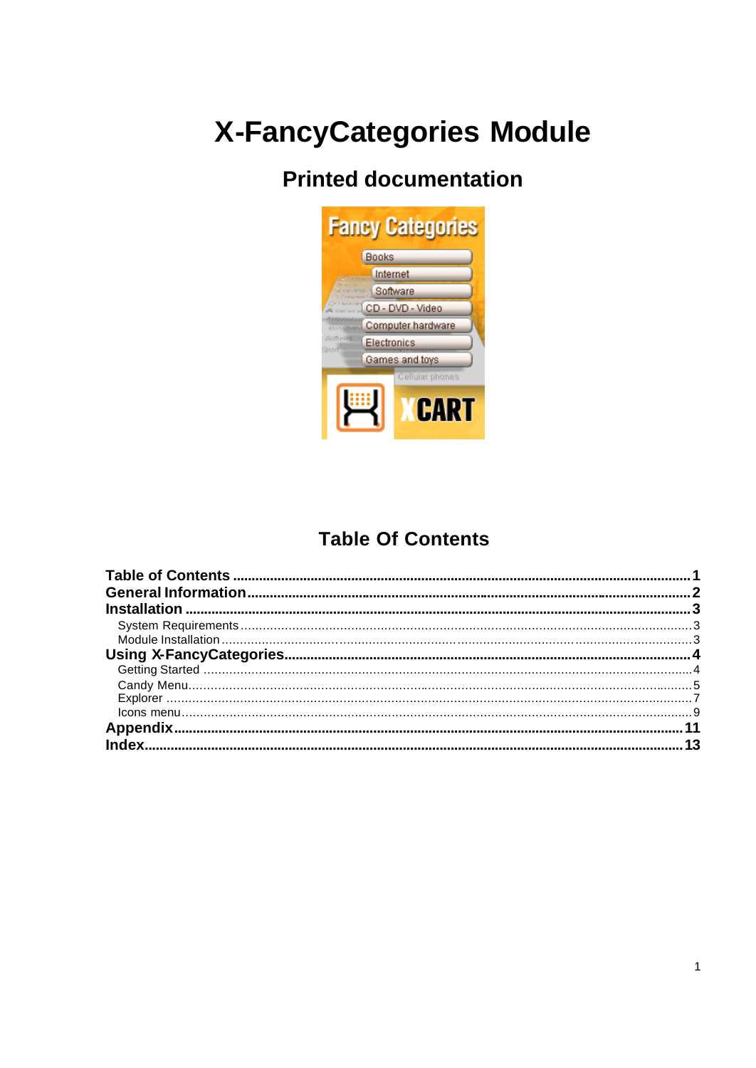# X-FancyCategories Module

## Printed documentation

## Table Of Contents

**Table of Contents** ........................................................ **1**
**General Information** ........................................................ **2**
**Installation** ........................................................ **3**
  System Requirements ........................................................ 3
  Module Installation ........................................................ 3
**Using X-FancyCategories** ........................................................ **4**
  Getting Started ........................................................ 4
  Candy Menu ........................................................ 5
  Explorer ........................................................ 7
  Icons menu ........................................................ 9
**Appendix** ........................................................ **11**
**Index** ........................................................ **13**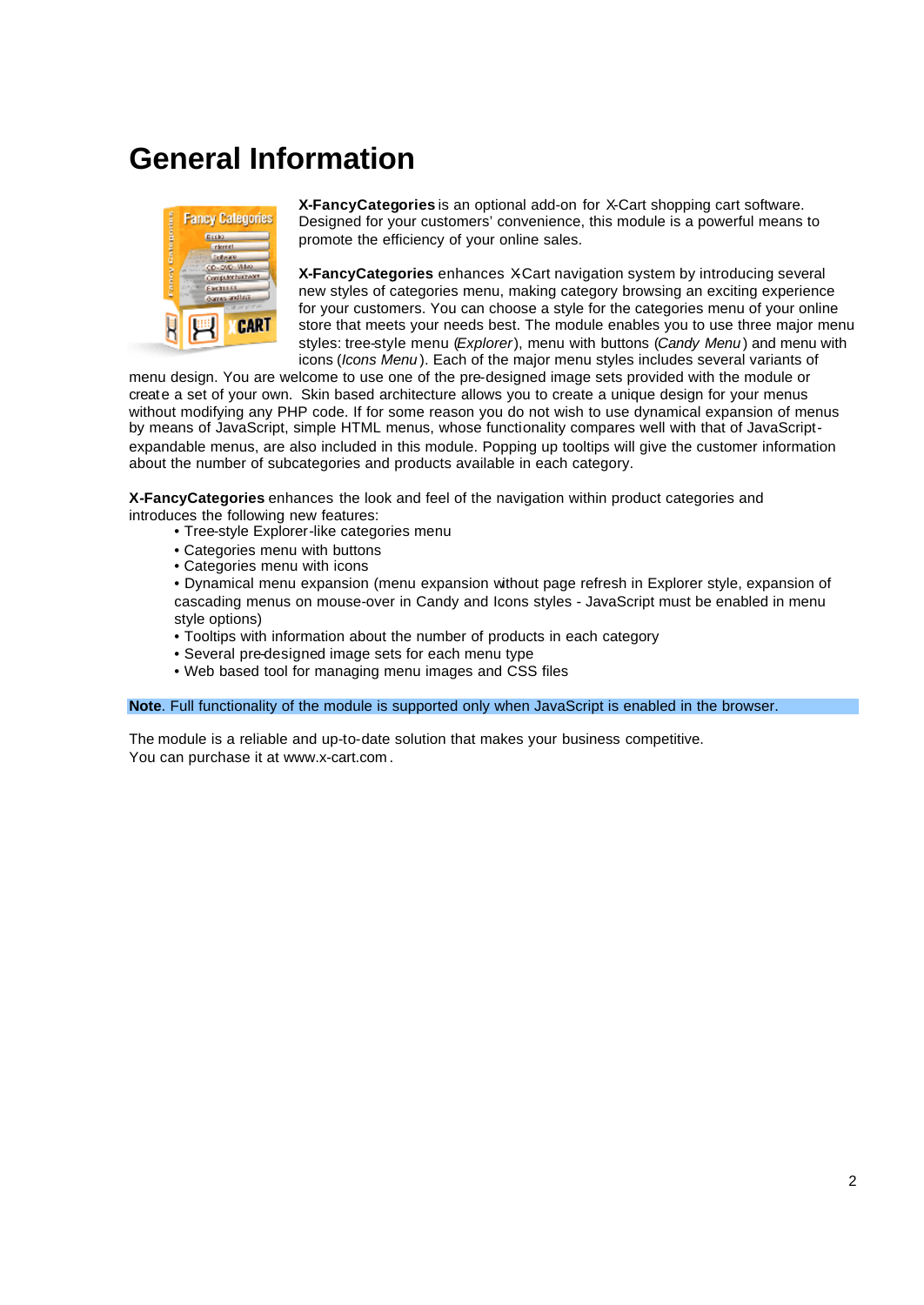# General Information

**X-FancyCategories** is an optional add-on for X-Cart shopping cart software. Designed for your customers' convenience, this module is a powerful means to promote the efficiency of your online sales.

**X-FancyCategories** enhances X-Cart navigation system by introducing several new styles of categories menu, making category browsing an exciting experience for your customers. You can choose a style for the categories menu of your online store that meets your needs best. The module enables you to use three major menu styles: tree-style menu (*Explorer*), menu with buttons (*Candy Menu*) and menu with icons (*Icons Menu*). Each of the major menu styles includes several variants of menu design. You are welcome to use one of the pre-designed image sets provided with the module or create a set of your own. Skin based architecture allows you to create a unique design for your menus without modifying any PHP code. If for some reason you do not wish to use dynamical expansion of menus by means of JavaScript, simple HTML menus, whose functionality compares well with that of JavaScript-expandable menus, are also included in this module. Popping up tooltips will give the customer information about the number of subcategories and products available in each category.

**X-FancyCategories** enhances the look and feel of the navigation within product categories and introduces the following new features:

- Tree-style Explorer-like categories menu
- Categories menu with buttons
- Categories menu with icons
- Dynamical menu expansion (menu expansion without page refresh in Explorer style, expansion of cascading menus on mouse-over in Candy and Icons styles - JavaScript must be enabled in menu style options)
- Tooltips with information about the number of products in each category
- Several pre-designed image sets for each menu type
- Web based tool for managing menu images and CSS files

**Note**. Full functionality of the module is supported only when JavaScript is enabled in the browser.

The module is a reliable and up-to-date solution that makes your business competitive.
You can purchase it at www.x-cart.com.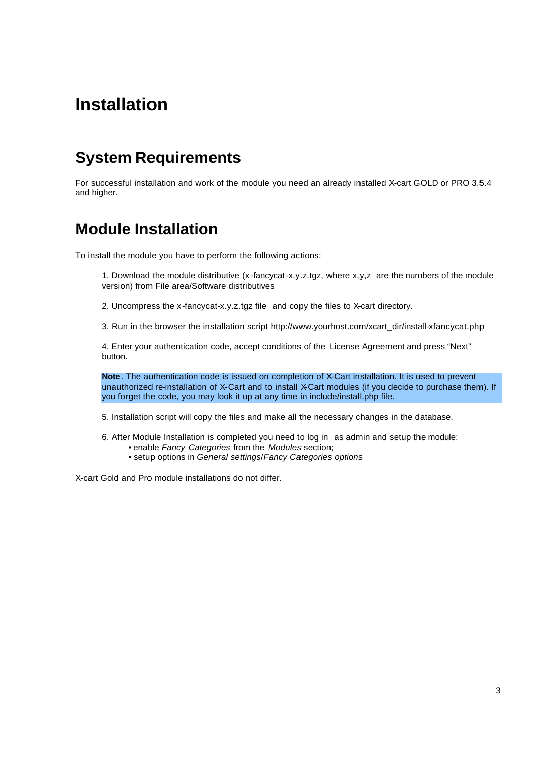# Installation

## System Requirements

For successful installation and work of the module you need an already installed X-cart GOLD or PRO 3.5.4 and higher.

## Module Installation

To install the module you have to perform the following actions:

1. Download the module distributive (x-fancycat-x.y.z.tgz, where x,y,z are the numbers of the module version) from File area/Software distributives

2. Uncompress the x-fancycat-x.y.z.tgz file and copy the files to X-cart directory.

3. Run in the browser the installation script http://www.yourhost.com/xcart_dir/install-xfancycat.php

4. Enter your authentication code, accept conditions of the License Agreement and press “Next” button.

**Note**. The authentication code is issued on completion of X-Cart installation. It is used to prevent unauthorized re-installation of X-Cart and to install X-Cart modules (if you decide to purchase them). If you forget the code, you may look it up at any time in include/install.php file.

5. Installation script will copy the files and make all the necessary changes in the database.

6. After Module Installation is completed you need to log in as admin and setup the module:
   - enable *Fancy Categories* from the *Modules* section;
   - setup options in *General settings*/*Fancy Categories options*

X-cart Gold and Pro module installations do not differ.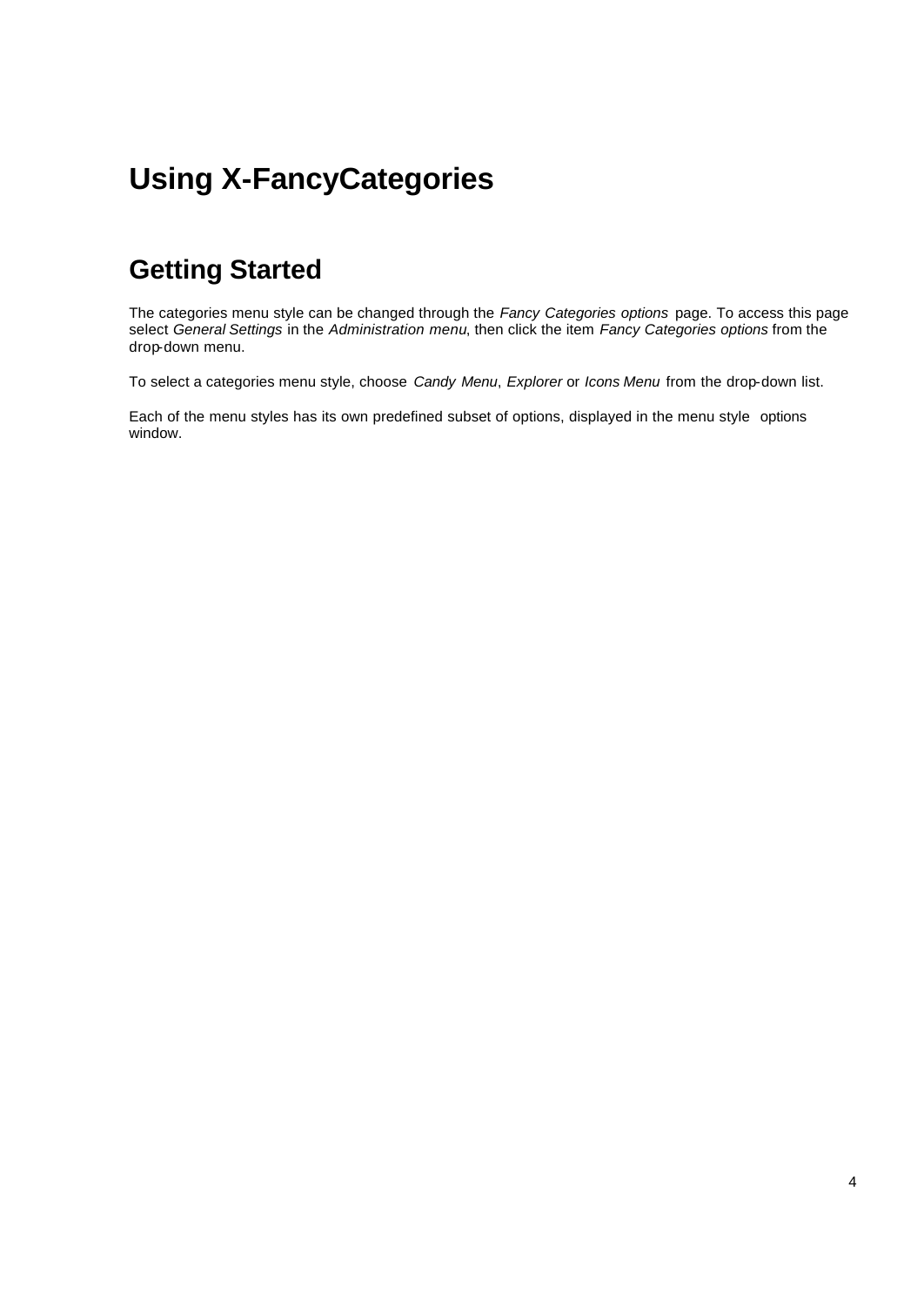# Using X-FancyCategories

## Getting Started

The categories menu style can be changed through the *Fancy Categories options* page. To access this page select *General Settings* in the *Administration menu*, then click the item *Fancy Categories options* from the drop-down menu.

To select a categories menu style, choose *Candy Menu*, *Explorer* or *Icons Menu* from the drop-down list.

Each of the menu styles has its own predefined subset of options, displayed in the menu style options window.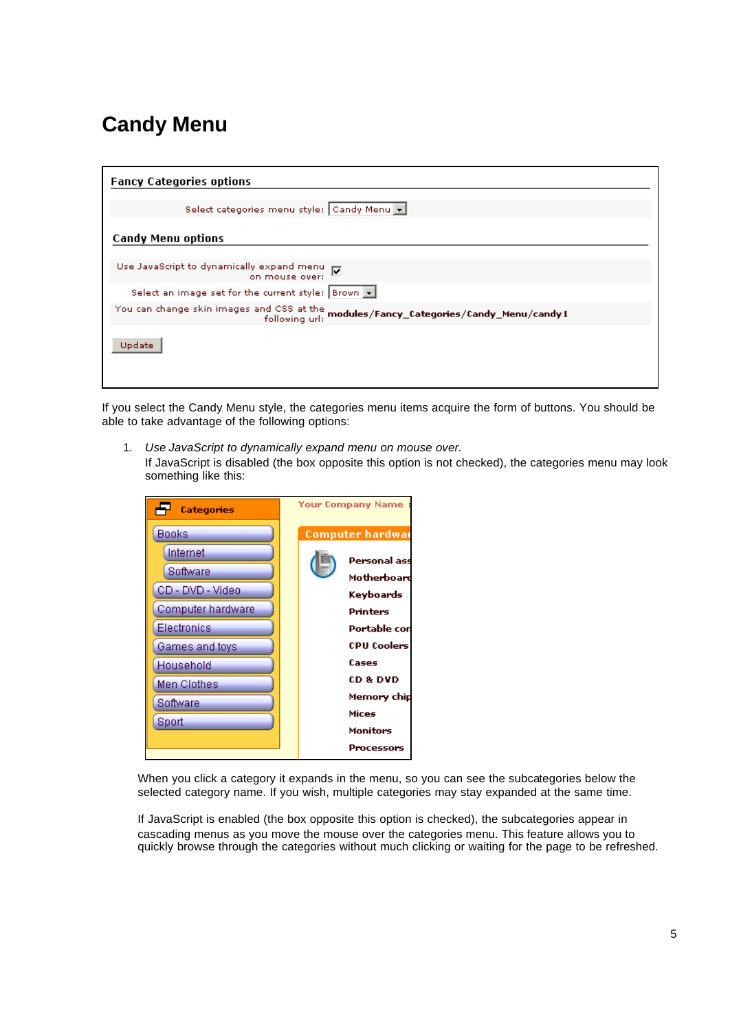# Candy Menu

**Fancy Categories options**

Select categories menu style: Candy Menu

**Candy Menu options**

Use JavaScript to dynamically expand menu on mouse over: ☑

Select an image set for the current style: Brown

You can change skin images and CSS at the following url: **modules/Fancy_Categories/Candy_Menu/candy1**

Update

If you select the Candy Menu style, the categories menu items acquire the form of buttons. You should be able to take advantage of the following options:

1. *Use JavaScript to dynamically expand menu on mouse over.*
   If JavaScript is disabled (the box opposite this option is not checked), the categories menu may look something like this:

   **Categories**

   - Books
     - Internet
     - Software
   - CD - DVD - Video
   - Computer hardware
   - Electronics
   - Games and toys
   - Household
   - Men Clothes
   - Software
   - Sport

   Your Company Name

   **Computer hardwa**

   Personal ass
   Motherboard
   Keyboards
   Printers
   Portable con
   CPU Coolers
   Cases
   CD & DVD
   Memory chip
   Mices
   Monitors
   Processors

   When you click a category it expands in the menu, so you can see the subcategories below the selected category name. If you wish, multiple categories may stay expanded at the same time.

   If JavaScript is enabled (the box opposite this option is checked), the subcategories appear in cascading menus as you move the mouse over the categories menu. This feature allows you to quickly browse through the categories without much clicking or waiting for the page to be refreshed.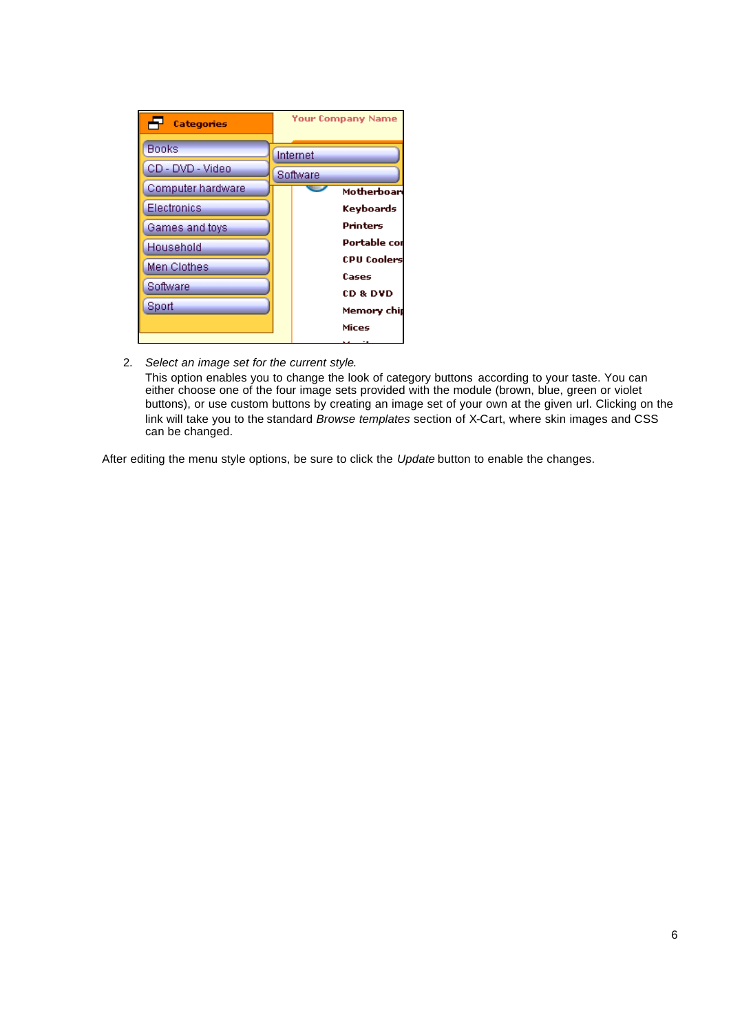2. *Select an image set for the current style.*
   This option enables you to change the look of category buttons according to your taste. You can either choose one of the four image sets provided with the module (brown, blue, green or violet buttons), or use custom buttons by creating an image set of your own at the given url. Clicking on the link will take you to the standard *Browse templates* section of X-Cart, where skin images and CSS can be changed.

After editing the menu style options, be sure to click the *Update* button to enable the changes.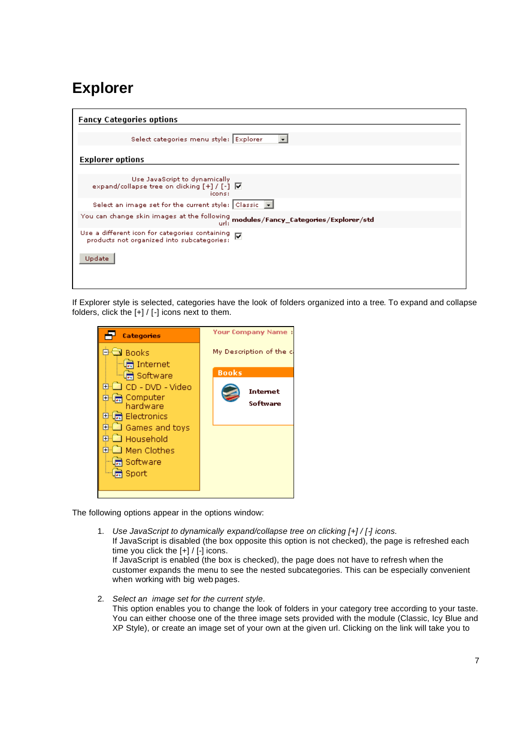# Explorer

If Explorer style is selected, categories have the look of folders organized into a tree. To expand and collapse folders, click the [+] / [-] icons next to them.

The following options appear in the options window:

1. *Use JavaScript to dynamically expand/collapse tree on clicking [+] / [-] icons.*
   If JavaScript is disabled (the box opposite this option is not checked), the page is refreshed each time you click the [+] / [-] icons.
   If JavaScript is enabled (the box is checked), the page does not have to refresh when the customer expands the menu to see the nested subcategories. This can be especially convenient when working with big web pages.

2. *Select an image set for the current style.*
   This option enables you to change the look of folders in your category tree according to your taste. You can either choose one of the three image sets provided with the module (Classic, Icy Blue and XP Style), or create an image set of your own at the given url. Clicking on the link will take you to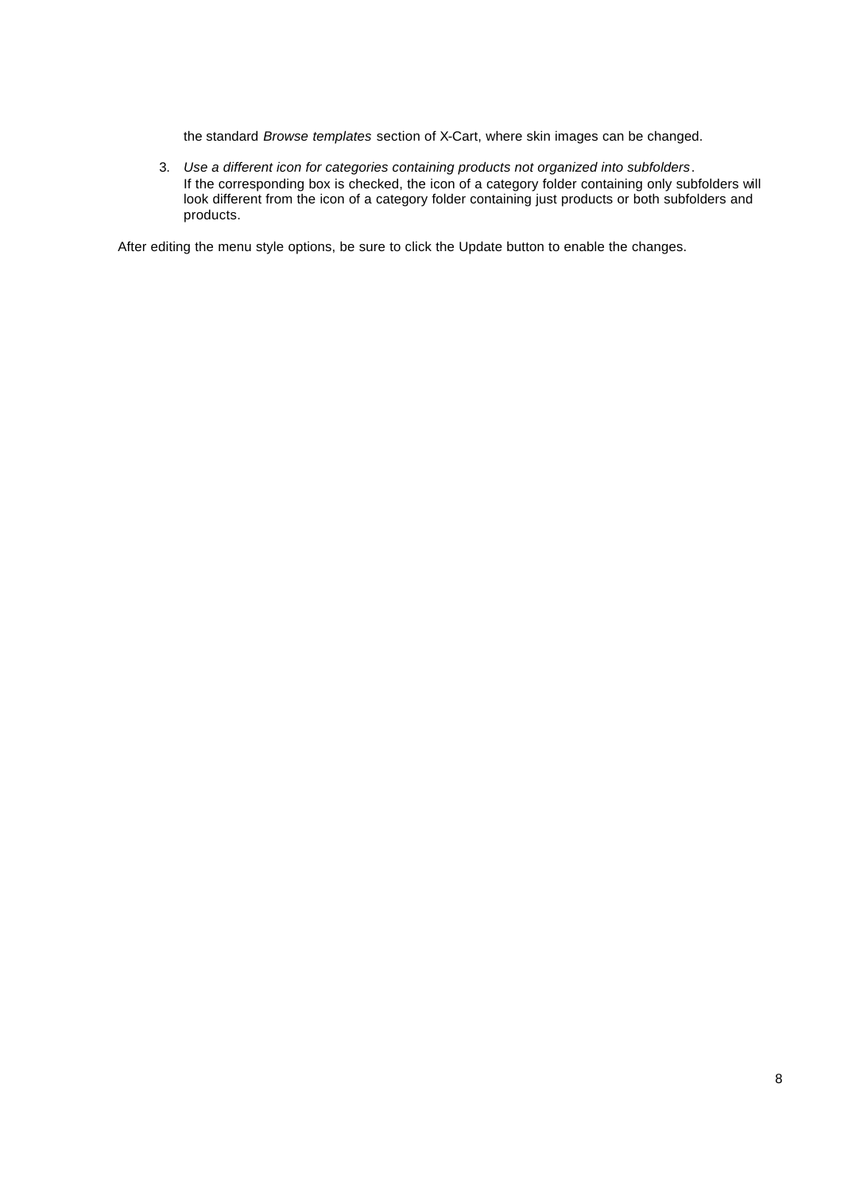the standard *Browse templates* section of X-Cart, where skin images can be changed.

3. *Use a different icon for categories containing products not organized into subfolders*.
   If the corresponding box is checked, the icon of a category folder containing only subfolders will look different from the icon of a category folder containing just products or both subfolders and products.

After editing the menu style options, be sure to click the Update button to enable the changes.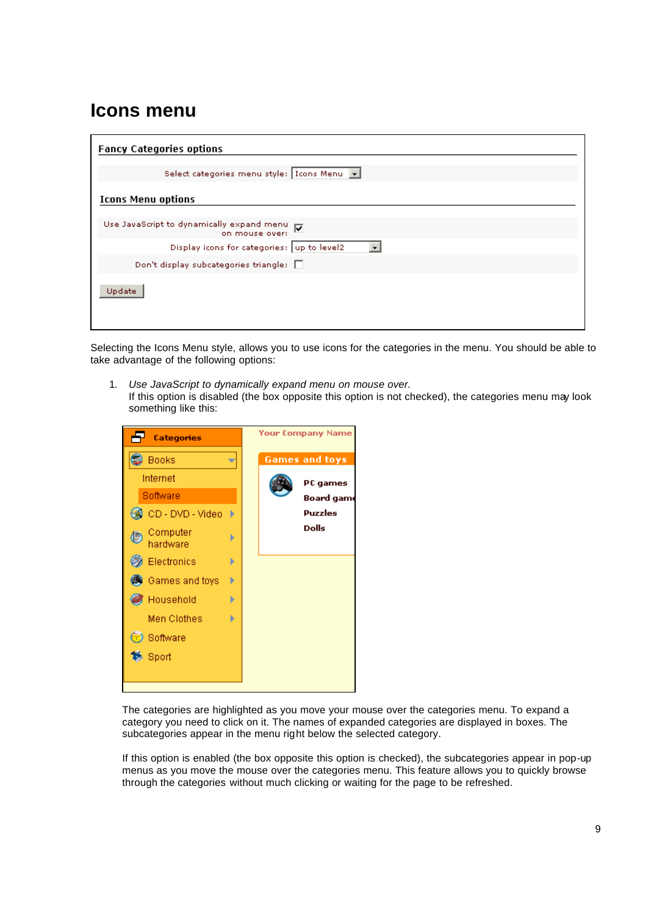# Icons menu

Selecting the Icons Menu style, allows you to use icons for the categories in the menu. You should be able to take advantage of the following options:

1. *Use JavaScript to dynamically expand menu on mouse over.*
   If this option is disabled (the box opposite this option is not checked), the categories menu may look something like this:

   The categories are highlighted as you move your mouse over the categories menu. To expand a category you need to click on it. The names of expanded categories are displayed in boxes. The subcategories appear in the menu right below the selected category.

   If this option is enabled (the box opposite this option is checked), the subcategories appear in pop-up menus as you move the mouse over the categories menu. This feature allows you to quickly browse through the categories without much clicking or waiting for the page to be refreshed.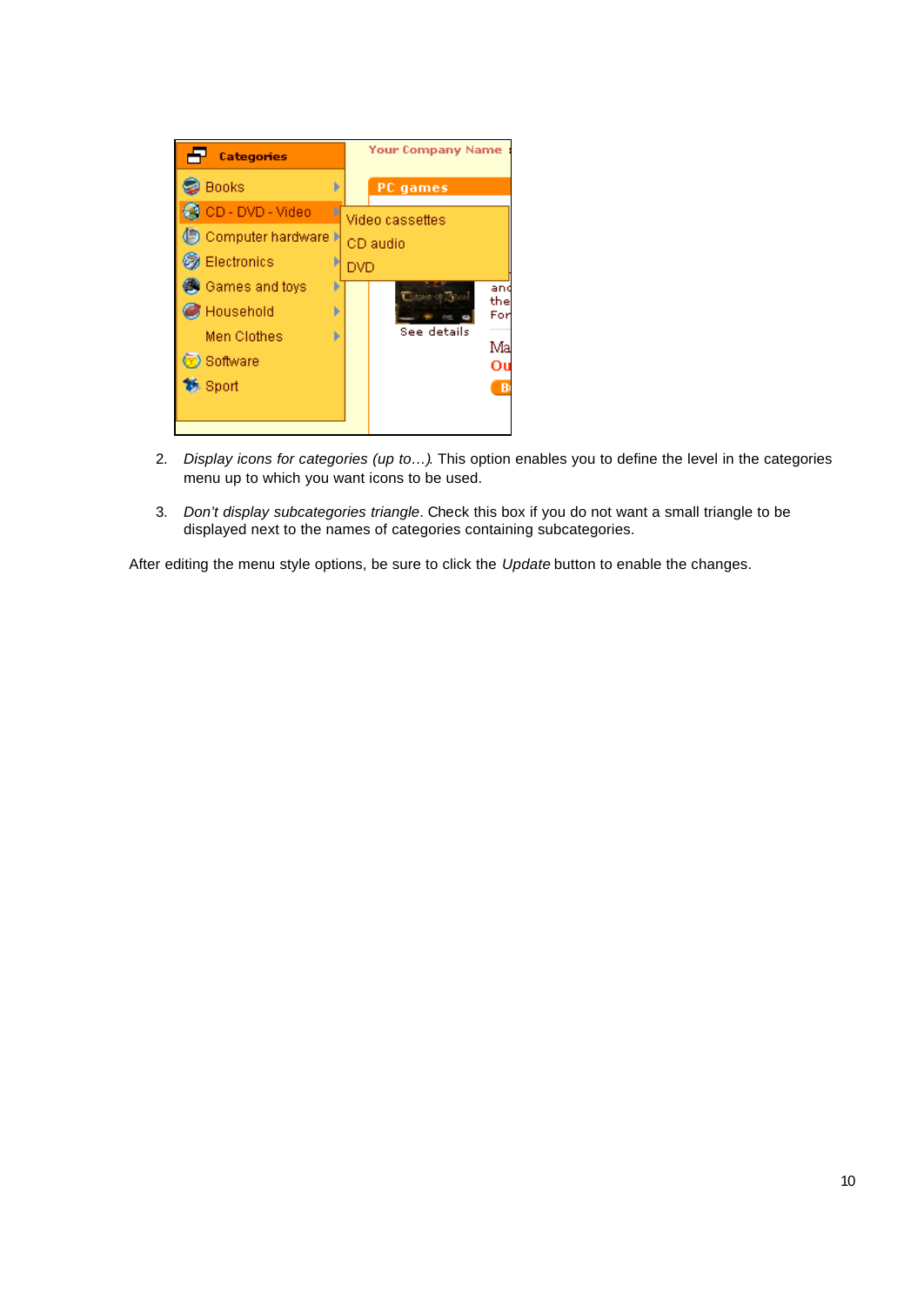2. *Display icons for categories (up to…)*. This option enables you to define the level in the categories menu up to which you want icons to be used.

3. *Don't display subcategories triangle*. Check this box if you do not want a small triangle to be displayed next to the names of categories containing subcategories.

After editing the menu style options, be sure to click the *Update* button to enable the changes.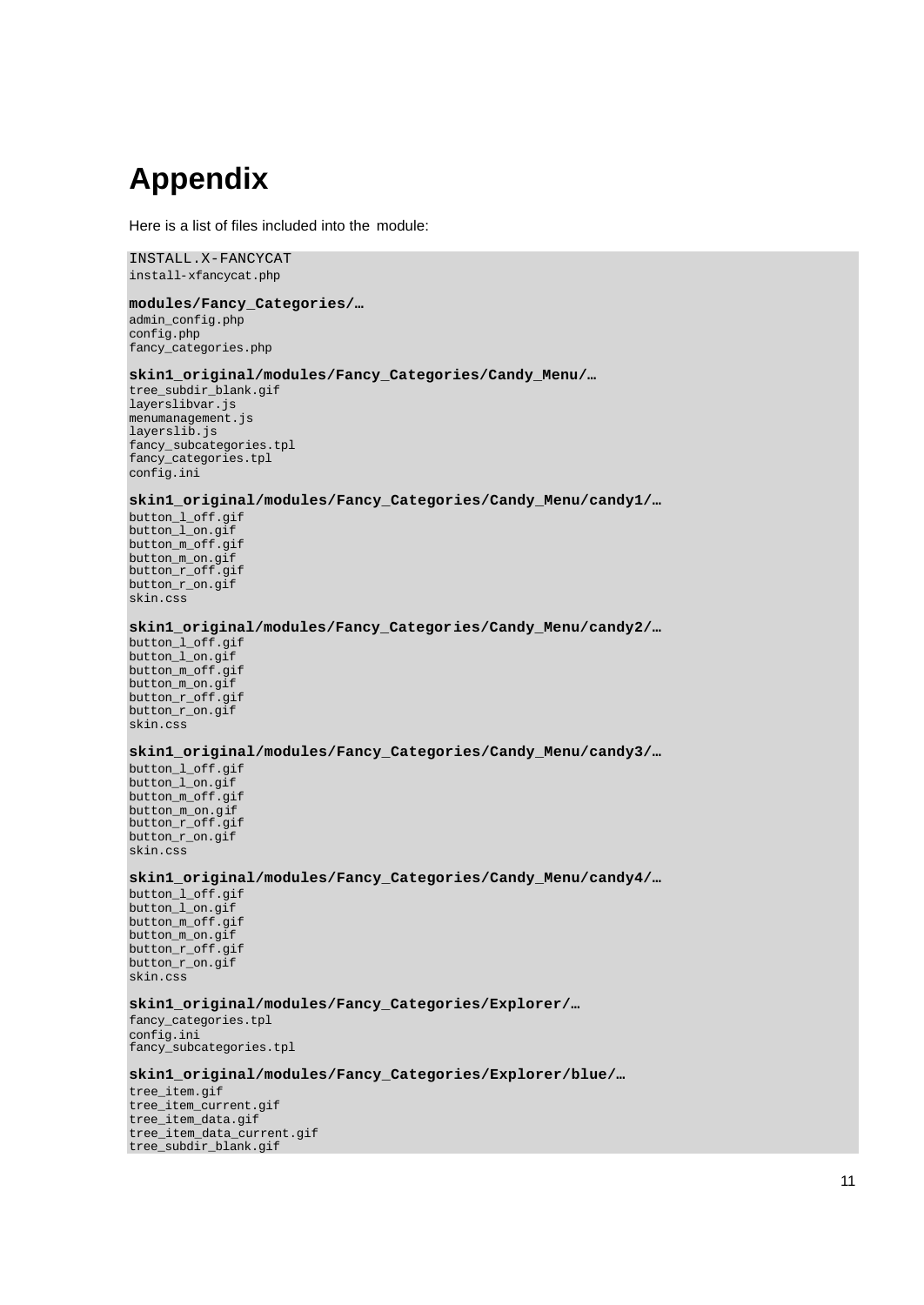# Appendix

Here is a list of files included into the  module:

```
INSTALL.X-FANCYCAT
install-xfancycat.php

modules/Fancy_Categories/…
admin_config.php
config.php
fancy_categories.php

skin1_original/modules/Fancy_Categories/Candy_Menu/…
tree_subdir_blank.gif
layerslibvar.js
menumanagement.js
layerslib.js
fancy_subcategories.tpl
fancy_categories.tpl
config.ini

skin1_original/modules/Fancy_Categories/Candy_Menu/candy1/…
button_l_off.gif
button_l_on.gif
button_m_off.gif
button_m_on.gif
button_r_off.gif
button_r_on.gif
skin.css

skin1_original/modules/Fancy_Categories/Candy_Menu/candy2/…
button_l_off.gif
button_l_on.gif
button_m_off.gif
button_m_on.gif
button_r_off.gif
button_r_on.gif
skin.css

skin1_original/modules/Fancy_Categories/Candy_Menu/candy3/…
button_l_off.gif
button_l_on.gif
button_m_off.gif
button_m_on.gif
button_r_off.gif
button_r_on.gif
skin.css

skin1_original/modules/Fancy_Categories/Candy_Menu/candy4/…
button_l_off.gif
button_l_on.gif
button_m_off.gif
button_m_on.gif
button_r_off.gif
button_r_on.gif
skin.css

skin1_original/modules/Fancy_Categories/Explorer/…
fancy_categories.tpl
config.ini
fancy_subcategories.tpl

skin1_original/modules/Fancy_Categories/Explorer/blue/…
tree_item.gif
tree_item_current.gif
tree_item_data.gif
tree_item_data_current.gif
tree_subdir_blank.gif
```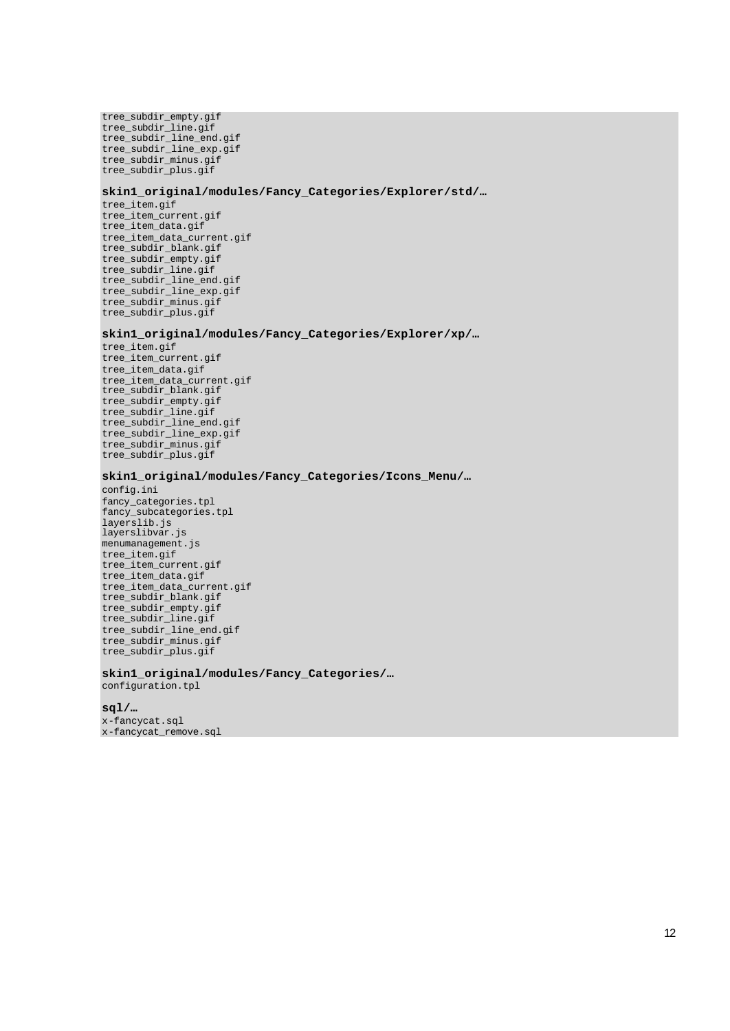```
tree_subdir_empty.gif
tree_subdir_line.gif
tree_subdir_line_end.gif
tree_subdir_line_exp.gif
tree_subdir_minus.gif
tree_subdir_plus.gif
```

**skin1_original/modules/Fancy_Categories/Explorer/std/…**

```
tree_item.gif
tree_item_current.gif
tree_item_data.gif
tree_item_data_current.gif
tree_subdir_blank.gif
tree_subdir_empty.gif
tree_subdir_line.gif
tree_subdir_line_end.gif
tree_subdir_line_exp.gif
tree_subdir_minus.gif
tree_subdir_plus.gif
```

**skin1_original/modules/Fancy_Categories/Explorer/xp/…**

```
tree_item.gif
tree_item_current.gif
tree_item_data.gif
tree_item_data_current.gif
tree_subdir_blank.gif
tree_subdir_empty.gif
tree_subdir_line.gif
tree_subdir_line_end.gif
tree_subdir_line_exp.gif
tree_subdir_minus.gif
tree_subdir_plus.gif
```

**skin1_original/modules/Fancy_Categories/Icons_Menu/…**

```
config.ini
fancy_categories.tpl
fancy_subcategories.tpl
layerslib.js
layerslibvar.js
menumanagement.js
tree_item.gif
tree_item_current.gif
tree_item_data.gif
tree_item_data_current.gif
tree_subdir_blank.gif
tree_subdir_empty.gif
tree_subdir_line.gif
tree_subdir_line_end.gif
tree_subdir_minus.gif
tree_subdir_plus.gif
```

**skin1_original/modules/Fancy_Categories/…**

```
configuration.tpl
```

**sql/…**

```
x-fancycat.sql
x-fancycat_remove.sql
```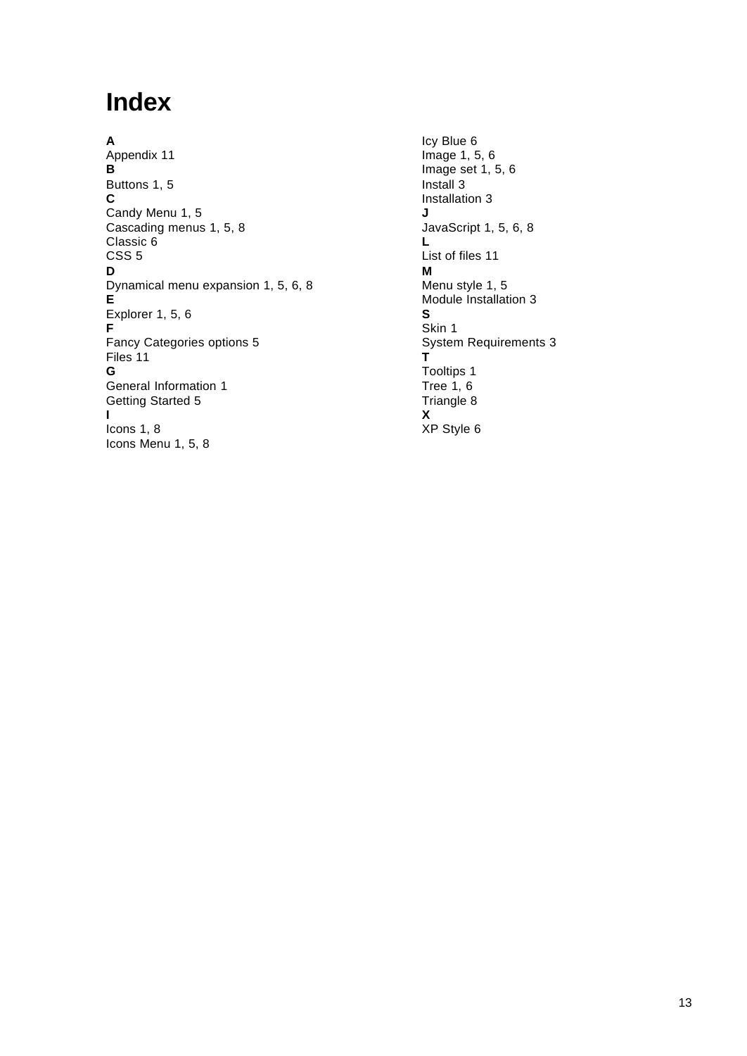# Index

**A**
Appendix 11
**B**
Buttons 1, 5
**C**
Candy Menu 1, 5
Cascading menus 1, 5, 8
Classic 6
CSS 5
**D**
Dynamical menu expansion 1, 5, 6, 8
**E**
Explorer 1, 5, 6
**F**
Fancy Categories options 5
Files 11
**G**
General Information 1
Getting Started 5
**I**
Icons 1, 8
Icons Menu 1, 5, 8
Icy Blue 6
Image 1, 5, 6
Image set 1, 5, 6
Install 3
Installation 3
**J**
JavaScript 1, 5, 6, 8
**L**
List of files 11
**M**
Menu style 1, 5
Module Installation 3
**S**
Skin 1
System Requirements 3
**T**
Tooltips 1
Tree 1, 6
Triangle 8
**X**
XP Style 6